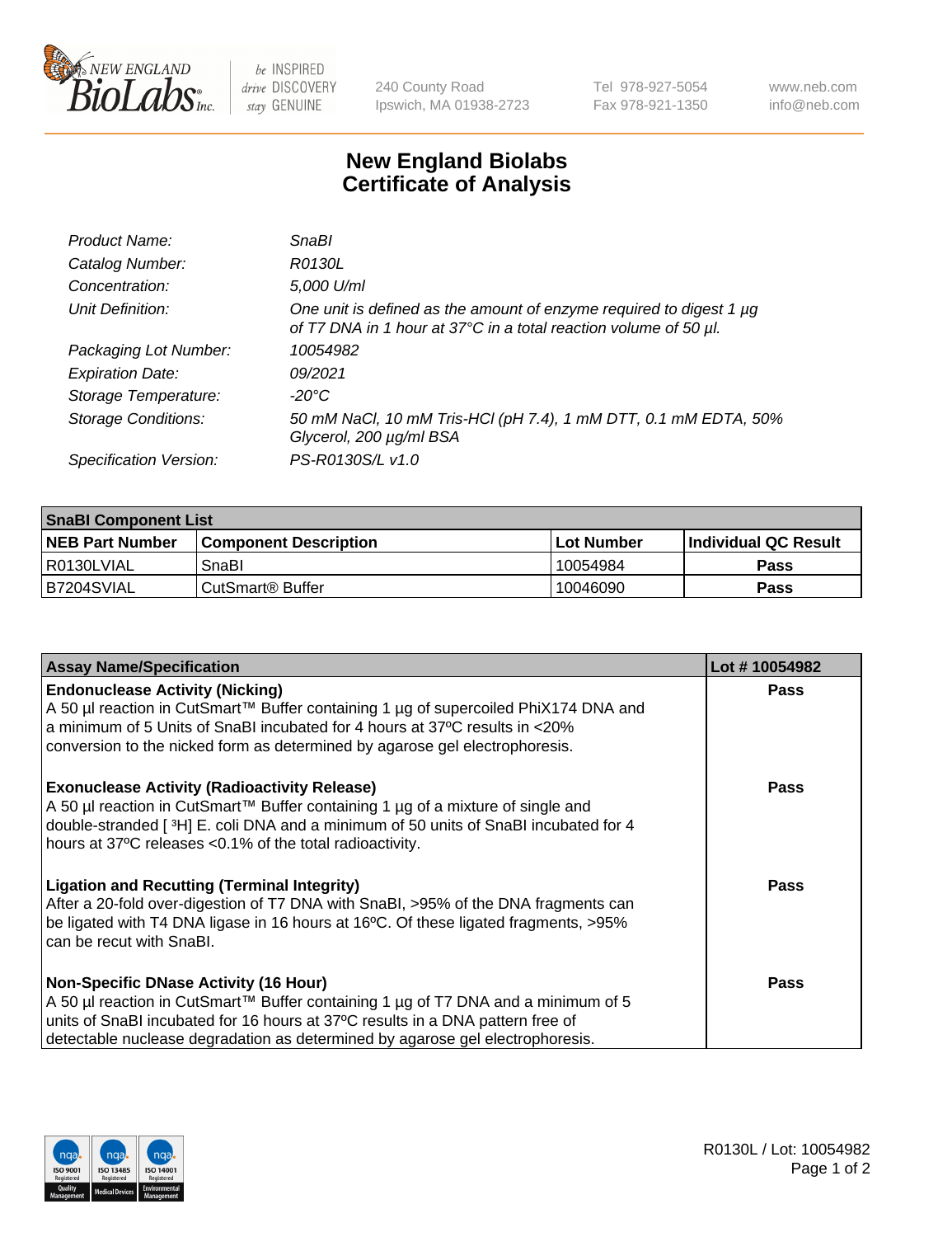# New England Biolabs Certificate of Analysis

| | |
|---|---|
| *Product Name:* | *SnaBI* |
| *Catalog Number:* | *R0130L* |
| *Concentration:* | *5,000 U/ml* |
| *Unit Definition:* | *One unit is defined as the amount of enzyme required to digest 1 µg of T7 DNA in 1 hour at 37°C in a total reaction volume of 50 µl.* |
| *Packaging Lot Number:* | *10054982* |
| *Expiration Date:* | *09/2021* |
| *Storage Temperature:* | *-20°C* |
| *Storage Conditions:* | *50 mM NaCl, 10 mM Tris-HCl (pH 7.4), 1 mM DTT, 0.1 mM EDTA, 50% Glycerol, 200 µg/ml BSA* |
| *Specification Version:* | *PS-R0130S/L v1.0* |

| **SnaBI Component List** | | | |
|---|---|---|---|
| **NEB Part Number** | **Component Description** | **Lot Number** | **Individual QC Result** |
| R0130LVIAL | SnaBI | 10054984 | **Pass** |
| B7204SVIAL | CutSmart® Buffer | 10046090 | **Pass** |

| Assay Name/Specification | Lot # 10054982 |
|---|---|
| **Endonuclease Activity (Nicking)**<br>A 50 µl reaction in CutSmart™ Buffer containing 1 µg of supercoiled PhiX174 DNA and a minimum of 5 Units of SnaBI incubated for 4 hours at 37ºC results in <20% conversion to the nicked form as determined by agarose gel electrophoresis. | **Pass** |
| **Exonuclease Activity (Radioactivity Release)**<br>A 50 µl reaction in CutSmart™ Buffer containing 1 µg of a mixture of single and double-stranded [ $^3$H] E. coli DNA and a minimum of 50 units of SnaBI incubated for 4 hours at 37ºC releases <0.1% of the total radioactivity. | **Pass** |
| **Ligation and Recutting (Terminal Integrity)**<br>After a 20-fold over-digestion of T7 DNA with SnaBI, >95% of the DNA fragments can be ligated with T4 DNA ligase in 16 hours at 16ºC. Of these ligated fragments, >95% can be recut with SnaBI. | **Pass** |
| **Non-Specific DNase Activity (16 Hour)**<br>A 50 µl reaction in CutSmart™ Buffer containing 1 µg of T7 DNA and a minimum of 5 units of SnaBI incubated for 16 hours at 37ºC results in a DNA pattern free of detectable nuclease degradation as determined by agarose gel electrophoresis. | **Pass** |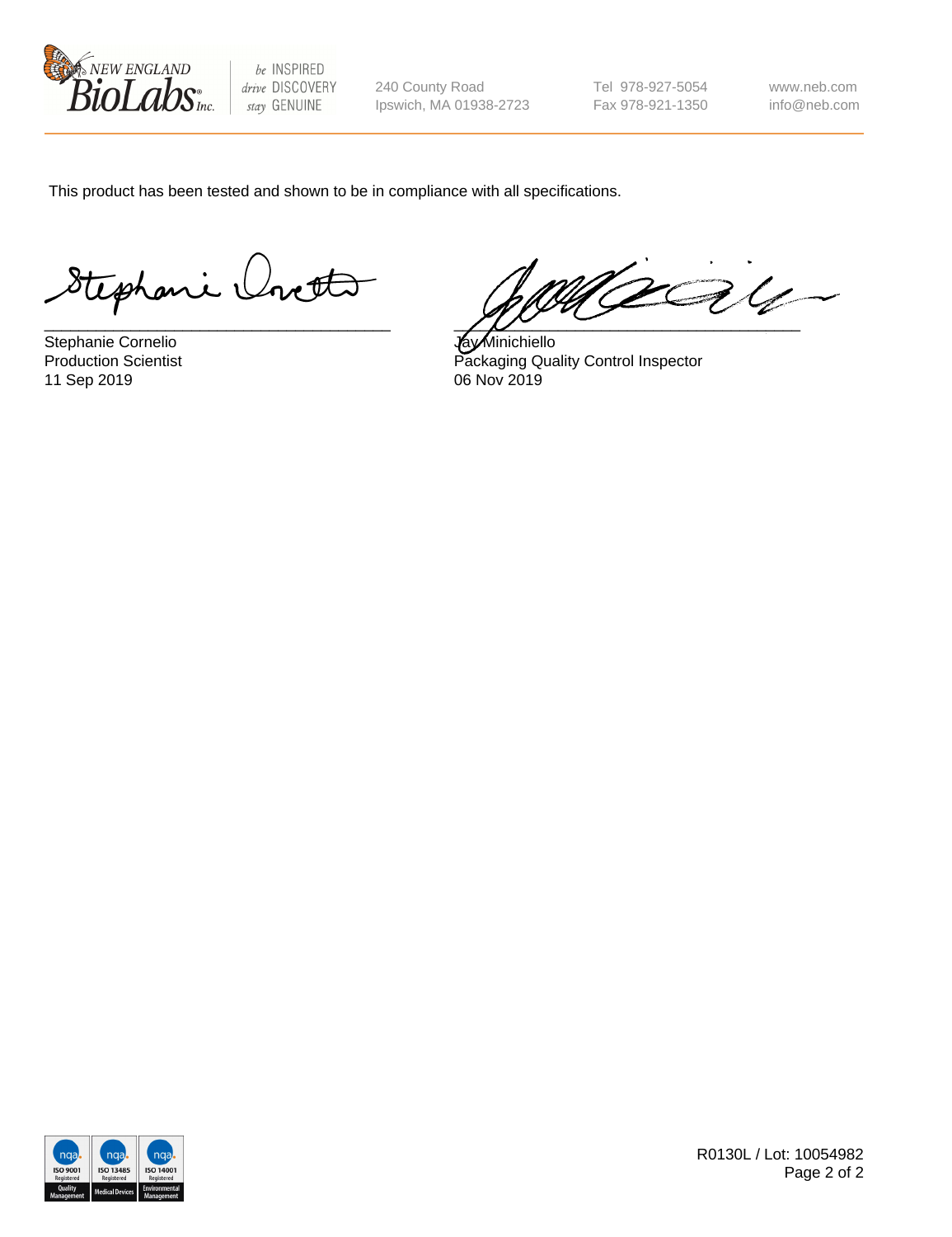This product has been tested and shown to be in compliance with all specifications.

Stephanie Cornelio
Production Scientist
11 Sep 2019

Jay Minichiello
Packaging Quality Control Inspector
06 Nov 2019

R0130L / Lot: 10054982